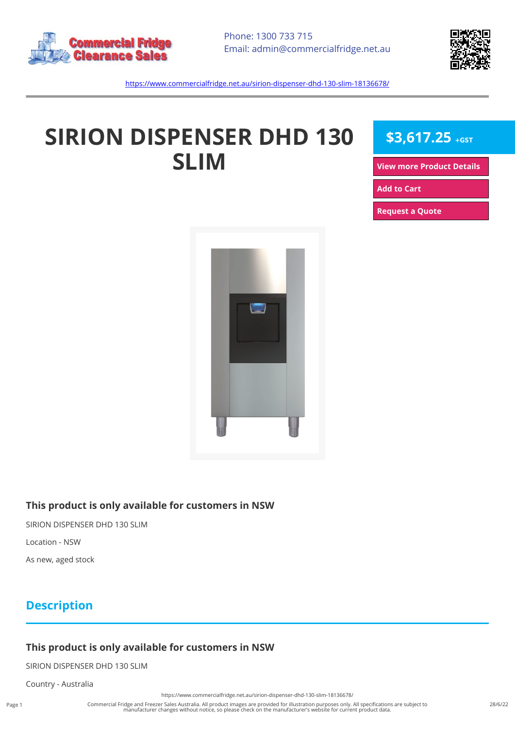Phone: 1300 733 715
Email: admin@commercialfridge.net.au

https://www.commercialfridge.net.au/sirion-dispenser-dhd-130-slim-18136678/

# SIRION DISPENSER DHD 130 SLIM

**$3,617.25** +GST

View more Product Details

Add to Cart

Request a Quote

### This product is only available for customers in NSW

SIRION DISPENSER DHD 130 SLIM

Location - NSW

As new, aged stock

## Description

### This product is only available for customers in NSW

SIRION DISPENSER DHD 130 SLIM

Country - Australia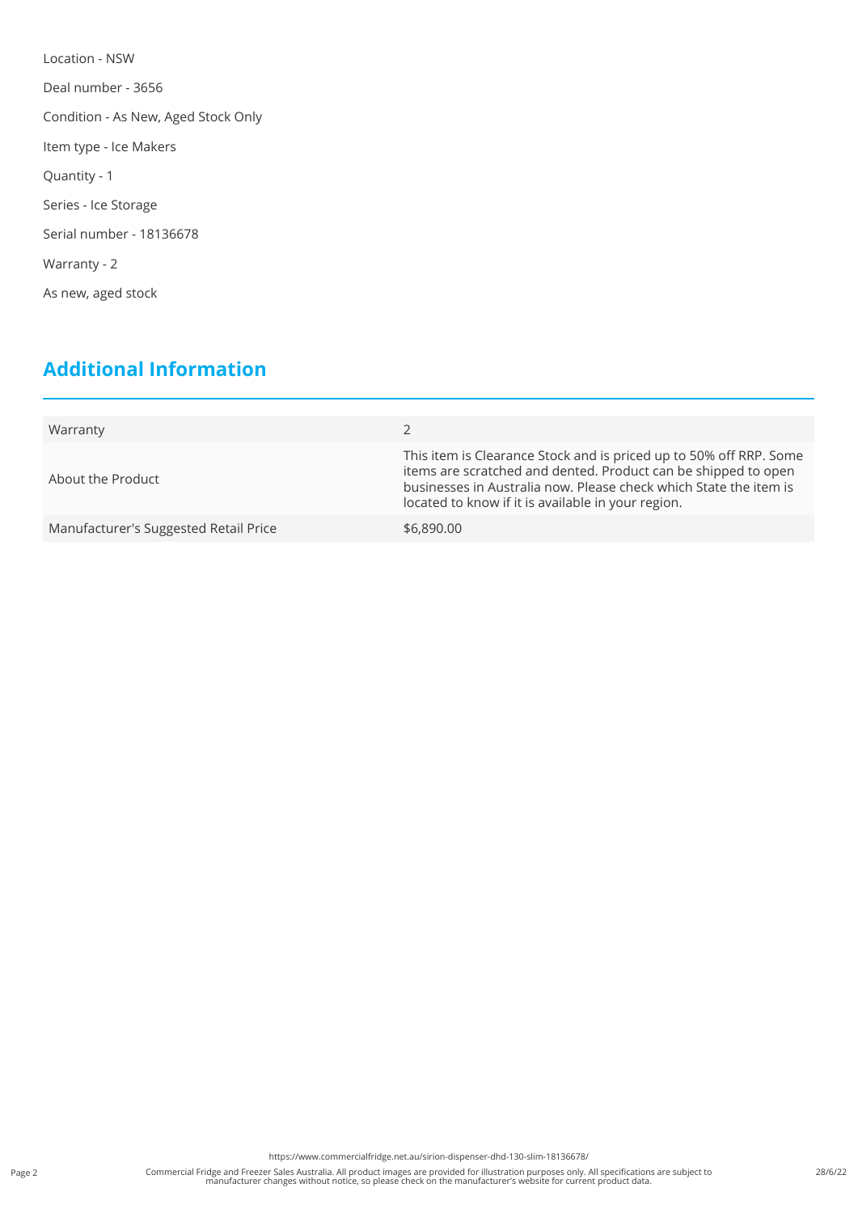Location - NSW

Deal number - 3656

Condition - As New, Aged Stock Only

Item type - Ice Makers

Quantity - 1

Series - Ice Storage

Serial number - 18136678

Warranty - 2

As new, aged stock

## Additional Information

| | |
|---|---|
| Warranty | 2 |
| About the Product | This item is Clearance Stock and is priced up to 50% off RRP. Some items are scratched and dented. Product can be shipped to open businesses in Australia now. Please check which State the item is located to know if it is available in your region. |
| Manufacturer's Suggested Retail Price | $6,890.00 |